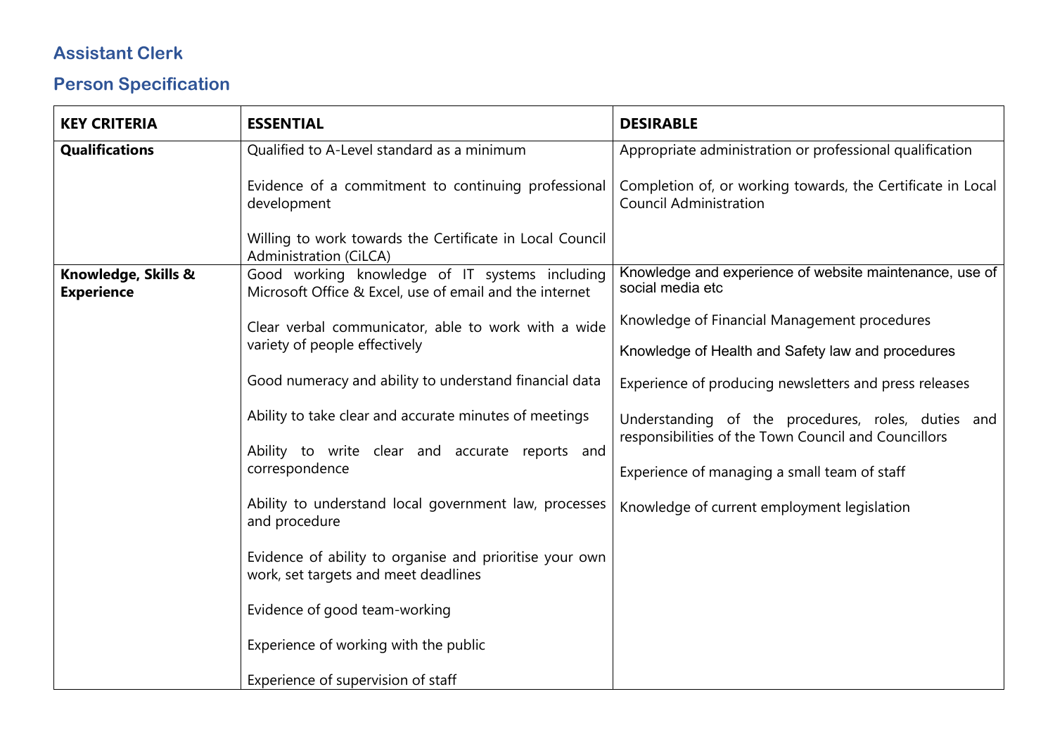## Assistant Clerk

## Person Specification

| KEY CRITERIA | ESSENTIAL | DESIRABLE |
|---|---|---|
| **Qualifications** | Qualified to A-Level standard as a minimum<br><br>Evidence of a commitment to continuing professional development<br><br>Willing to work towards the Certificate in Local Council Administration (CiLCA) | Appropriate administration or professional qualification<br><br>Completion of, or working towards, the Certificate in Local Council Administration |
| **Knowledge, Skills & Experience** | Good working knowledge of IT systems including Microsoft Office & Excel, use of email and the internet<br><br>Clear verbal communicator, able to work with a wide variety of people effectively<br><br>Good numeracy and ability to understand financial data<br><br>Ability to take clear and accurate minutes of meetings<br><br>Ability to write clear and accurate reports and correspondence<br><br>Ability to understand local government law, processes and procedure<br><br>Evidence of ability to organise and prioritise your own work, set targets and meet deadlines<br><br>Evidence of good team-working<br><br>Experience of working with the public<br><br>Experience of supervision of staff | Knowledge and experience of website maintenance, use of social media etc<br><br>Knowledge of Financial Management procedures<br><br>Knowledge of Health and Safety law and procedures<br><br>Experience of producing newsletters and press releases<br><br>Understanding of the procedures, roles, duties and responsibilities of the Town Council and Councillors<br><br>Experience of managing a small team of staff<br><br>Knowledge of current employment legislation |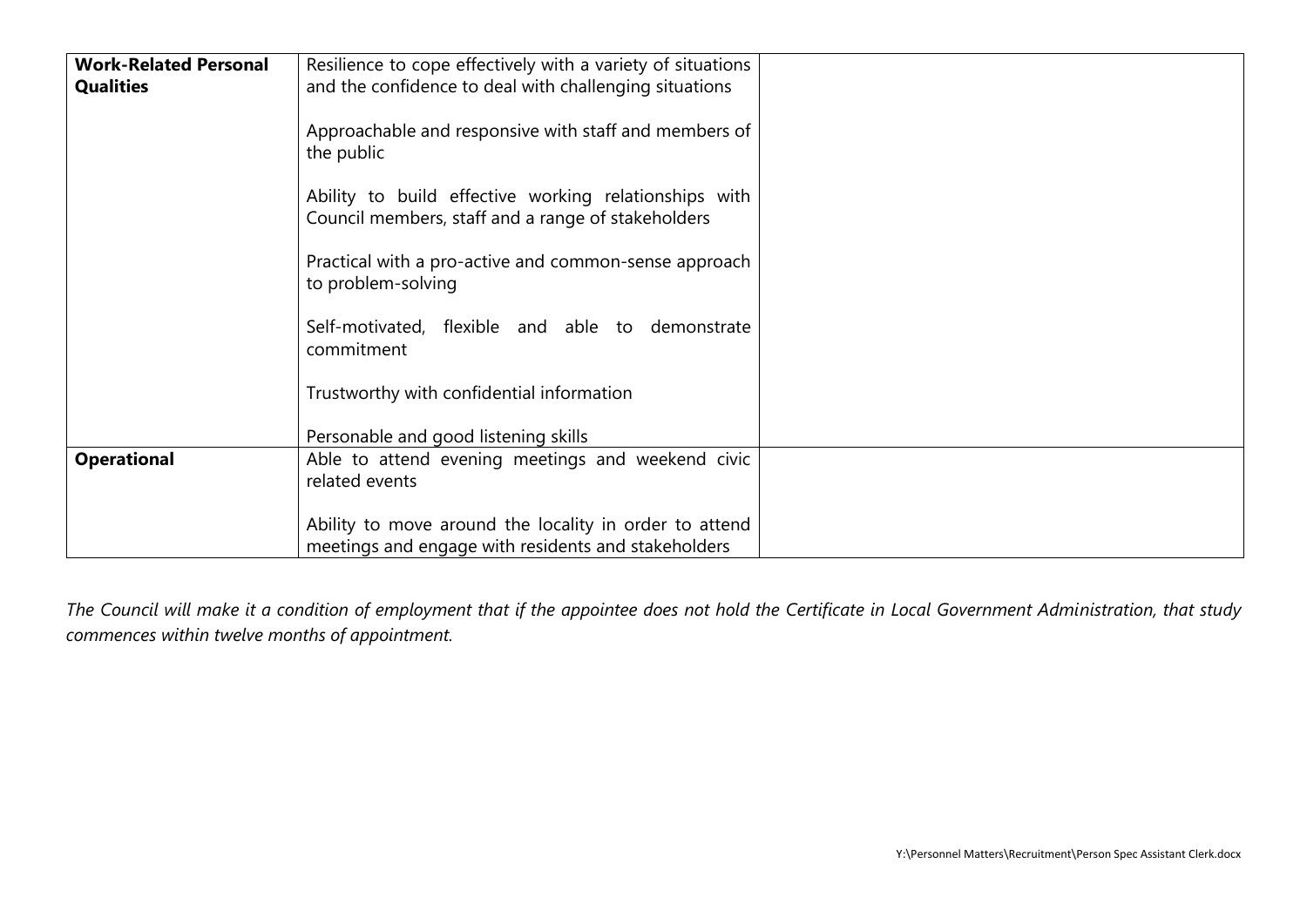| | | |
|---|---|---|
| **Work-Related Personal Qualities** | Resilience to cope effectively with a variety of situations and the confidence to deal with challenging situations<br><br>Approachable and responsive with staff and members of the public<br><br>Ability to build effective working relationships with Council members, staff and a range of stakeholders<br><br>Practical with a pro-active and common-sense approach to problem-solving<br><br>Self-motivated, flexible and able to demonstrate commitment<br><br>Trustworthy with confidential information<br><br>Personable and good listening skills | |
| **Operational** | Able to attend evening meetings and weekend civic related events<br><br>Ability to move around the locality in order to attend meetings and engage with residents and stakeholders | |

*The Council will make it a condition of employment that if the appointee does not hold the Certificate in Local Government Administration, that study commences within twelve months of appointment.*

Y:\Personnel Matters\Recruitment\Person Spec Assistant Clerk.docx